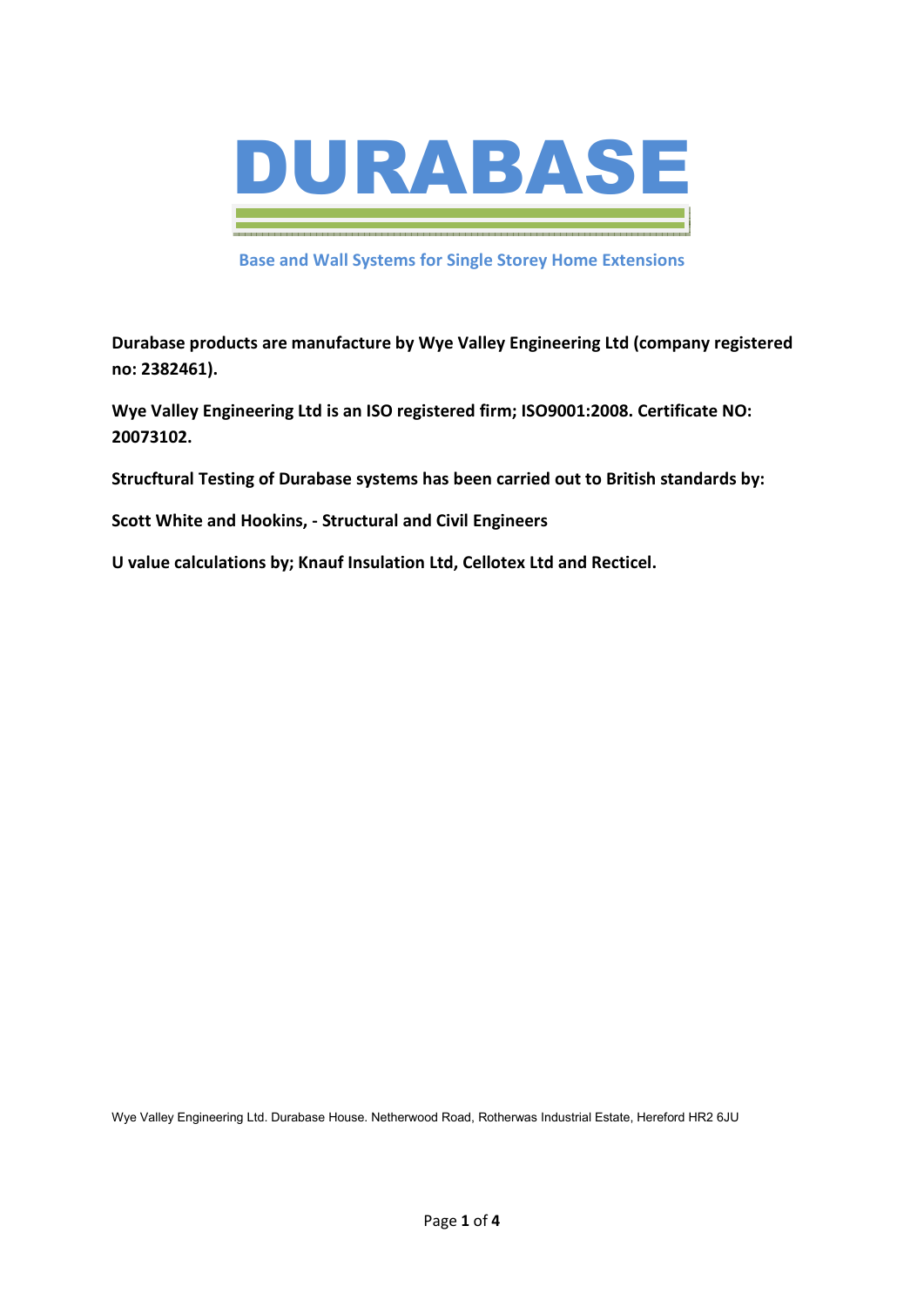# DURABASE

**Base and Wall Systems for Single Storey Home Extensions**

**Durabase products are manufacture by Wye Valley Engineering Ltd (company registered no: 2382461).**

**Wye Valley Engineering Ltd is an ISO registered firm; ISO9001:2008. Certificate NO: 20073102.**

**Strucftural Testing of Durabase systems has been carried out to British standards by:**

**Scott White and Hookins, - Structural and Civil Engineers**

**U value calculations by; Knauf Insulation Ltd, Cellotex Ltd and Recticel.**

Wye Valley Engineering Ltd. Durabase House. Netherwood Road, Rotherwas Industrial Estate, Hereford HR2 6JU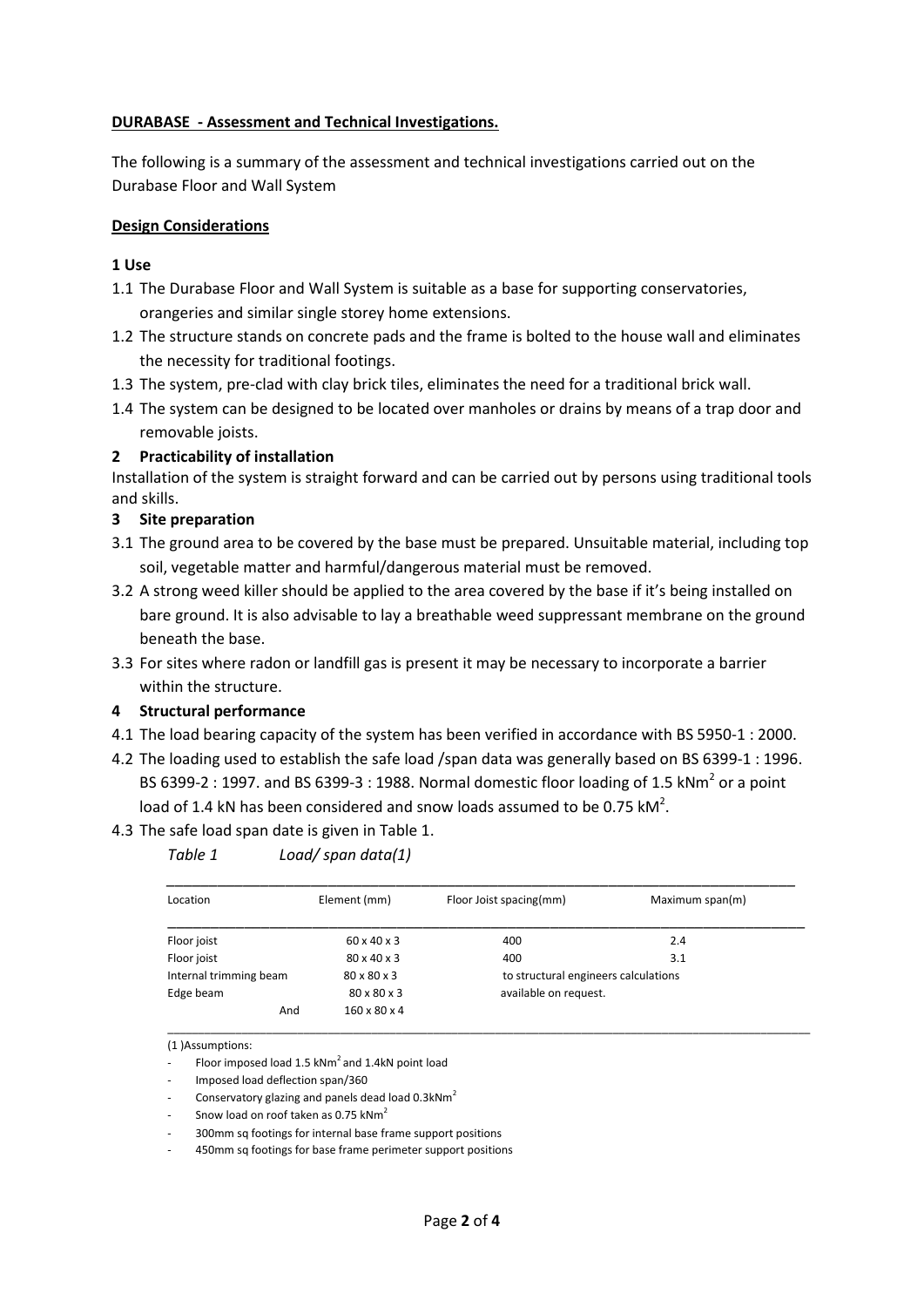**DURABASE - Assessment and Technical Investigations.**

The following is a summary of the assessment and technical investigations carried out on the Durabase Floor and Wall System

**Design Considerations**

**1 Use**

1.1 The Durabase Floor and Wall System is suitable as a base for supporting conservatories, orangeries and similar single storey home extensions.

1.2 The structure stands on concrete pads and the frame is bolted to the house wall and eliminates the necessity for traditional footings.

1.3 The system, pre-clad with clay brick tiles, eliminates the need for a traditional brick wall.

1.4 The system can be designed to be located over manholes or drains by means of a trap door and removable joists.

**2 Practicability of installation**

Installation of the system is straight forward and can be carried out by persons using traditional tools and skills.

**3 Site preparation**

3.1 The ground area to be covered by the base must be prepared. Unsuitable material, including top soil, vegetable matter and harmful/dangerous material must be removed.

3.2 A strong weed killer should be applied to the area covered by the base if it's being installed on bare ground. It is also advisable to lay a breathable weed suppressant membrane on the ground beneath the base.

3.3 For sites where radon or landfill gas is present it may be necessary to incorporate a barrier within the structure.

**4 Structural performance**

4.1 The load bearing capacity of the system has been verified in accordance with BS 5950-1 : 2000.

4.2 The loading used to establish the safe load /span data was generally based on BS 6399-1 : 1996. BS 6399-2 : 1997. and BS 6399-3 : 1988. Normal domestic floor loading of 1.5 $kNm^2$ or a point load of 1.4 kN has been considered and snow loads assumed to be 0.75 $kM^2$.

4.3 The safe load span date is given in Table 1.

*Table 1 Load/ span data(1)*

| Location | Element (mm) | Floor Joist spacing(mm) | Maximum span(m) |
|---|---|---|---|
| Floor joist | 60 x 40 x 3 | 400 | 2.4 |
| Floor joist | 80 x 40 x 3 | 400 | 3.1 |
| Internal trimming beam | 80 x 80 x 3 | to structural engineers calculations | |
| Edge beam | 80 x 80 x 3 | available on request. | |
| And | 160 x 80 x 4 | | |

(1 )Assumptions:

- Floor imposed load 1.5 $kNm^2$ and 1.4kN point load
- Imposed load deflection span/360
- Conservatory glazing and panels dead load 0.3$kNm^2$
- Snow load on roof taken as 0.75 $kNm^2$
- 300mm sq footings for internal base frame support positions
- 450mm sq footings for base frame perimeter support positions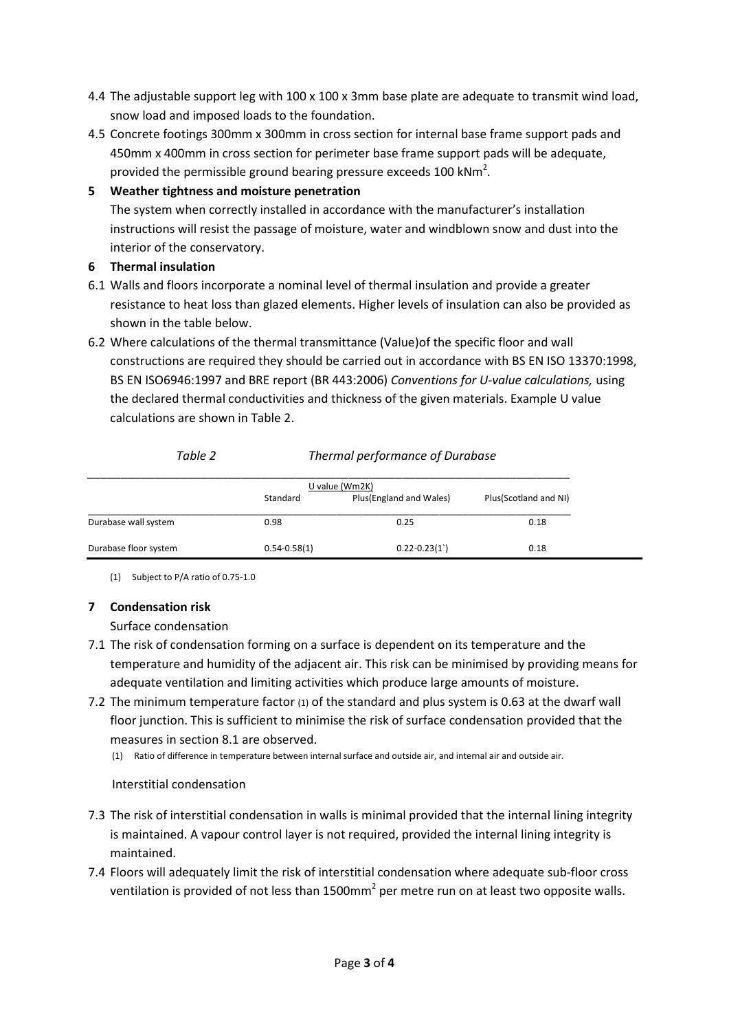4.4 The adjustable support leg with 100 x 100 x 3mm base plate are adequate to transmit wind load, snow load and imposed loads to the foundation.

4.5 Concrete footings 300mm x 300mm in cross section for internal base frame support pads and 450mm x 400mm in cross section for perimeter base frame support pads will be adequate, provided the permissible ground bearing pressure exceeds 100 $kNm^2$.

## 5 Weather tightness and moisture penetration

The system when correctly installed in accordance with the manufacturer's installation instructions will resist the passage of moisture, water and windblown snow and dust into the interior of the conservatory.

## 6 Thermal insulation

6.1 Walls and floors incorporate a nominal level of thermal insulation and provide a greater resistance to heat loss than glazed elements. Higher levels of insulation can also be provided as shown in the table below.

6.2 Where calculations of the thermal transmittance (Value)of the specific floor and wall constructions are required they should be carried out in accordance with BS EN ISO 13370:1998, BS EN ISO6946:1997 and BRE report (BR 443:2006) *Conventions for U-value calculations,* using the declared thermal conductivities and thickness of the given materials. Example U value calculations are shown in Table 2.

*Table 2* *Thermal performance of Durabase*

| | U value (Wm2K) | | |
|---|---|---|---|
| | Standard | Plus(England and Wales) | Plus(Scotland and NI) |
| Durabase wall system | 0.98 | 0.25 | 0.18 |
| Durabase floor system | 0.54-0.58(1) | 0.22-0.23(1`) | 0.18 |

(1) Subject to P/A ratio of 0.75-1.0

## 7 Condensation risk

Surface condensation

7.1 The risk of condensation forming on a surface is dependent on its temperature and the temperature and humidity of the adjacent air. This risk can be minimised by providing means for adequate ventilation and limiting activities which produce large amounts of moisture.

7.2 The minimum temperature factor (1) of the standard and plus system is 0.63 at the dwarf wall floor junction. This is sufficient to minimise the risk of surface condensation provided that the measures in section 8.1 are observed.

(1) Ratio of difference in temperature between internal surface and outside air, and internal air and outside air.

Interstitial condensation

7.3 The risk of interstitial condensation in walls is minimal provided that the internal lining integrity is maintained. A vapour control layer is not required, provided the internal lining integrity is maintained.

7.4 Floors will adequately limit the risk of interstitial condensation where adequate sub-floor cross ventilation is provided of not less than 1500$mm^2$ per metre run on at least two opposite walls.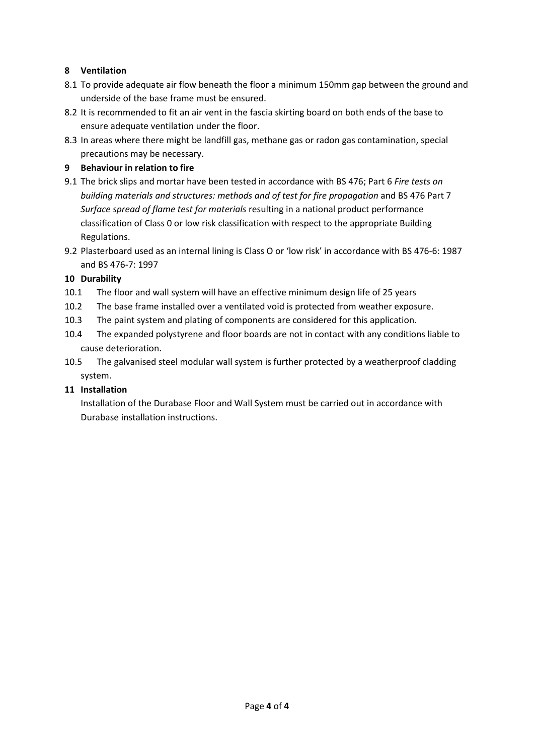## 8 Ventilation

8.1 To provide adequate air flow beneath the floor a minimum 150mm gap between the ground and underside of the base frame must be ensured.

8.2 It is recommended to fit an air vent in the fascia skirting board on both ends of the base to ensure adequate ventilation under the floor.

8.3 In areas where there might be landfill gas, methane gas or radon gas contamination, special precautions may be necessary.

## 9 Behaviour in relation to fire

9.1 The brick slips and mortar have been tested in accordance with BS 476; Part 6 *Fire tests on building materials and structures: methods and of test for fire propagation* and BS 476 Part 7 *Surface spread of flame test for materials* resulting in a national product performance classification of Class 0 or low risk classification with respect to the appropriate Building Regulations.

9.2 Plasterboard used as an internal lining is Class O or 'low risk' in accordance with BS 476-6: 1987 and BS 476-7: 1997

## 10 Durability

10.1 The floor and wall system will have an effective minimum design life of 25 years

10.2 The base frame installed over a ventilated void is protected from weather exposure.

10.3 The paint system and plating of components are considered for this application.

10.4 The expanded polystyrene and floor boards are not in contact with any conditions liable to cause deterioration.

10.5 The galvanised steel modular wall system is further protected by a weatherproof cladding system.

## 11 Installation

Installation of the Durabase Floor and Wall System must be carried out in accordance with Durabase installation instructions.